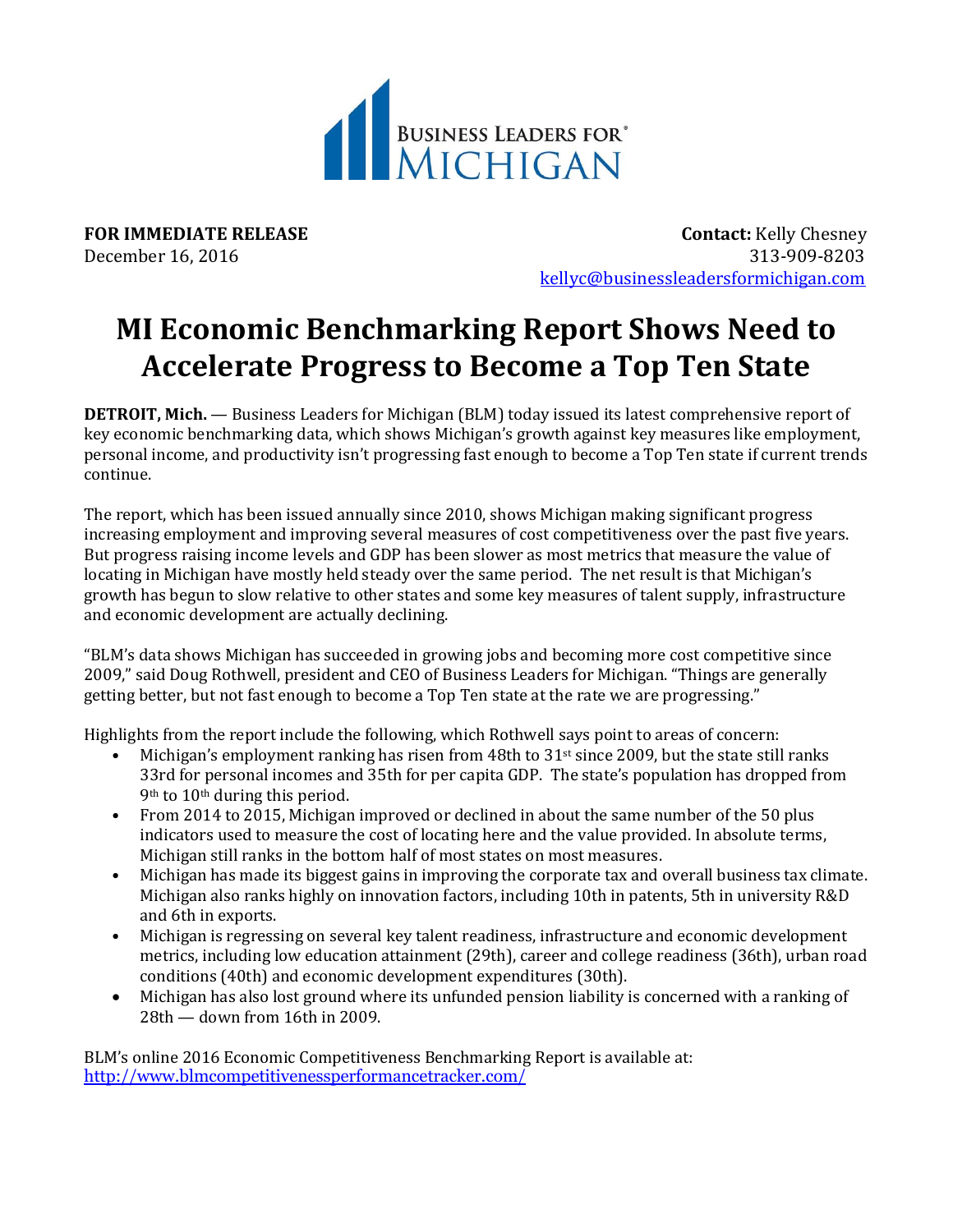BUSINESS LEADERS FOR® MICHIGAN

**FOR IMMEDIATE RELEASE**
December 16, 2016

**Contact:** Kelly Chesney
313-909-8203
kellyc@businessleadersformichigan.com

# MI Economic Benchmarking Report Shows Need to Accelerate Progress to Become a Top Ten State

**DETROIT, Mich.** — Business Leaders for Michigan (BLM) today issued its latest comprehensive report of key economic benchmarking data, which shows Michigan's growth against key measures like employment, personal income, and productivity isn't progressing fast enough to become a Top Ten state if current trends continue.

The report, which has been issued annually since 2010, shows Michigan making significant progress increasing employment and improving several measures of cost competitiveness over the past five years. But progress raising income levels and GDP has been slower as most metrics that measure the value of locating in Michigan have mostly held steady over the same period. The net result is that Michigan's growth has begun to slow relative to other states and some key measures of talent supply, infrastructure and economic development are actually declining.

"BLM's data shows Michigan has succeeded in growing jobs and becoming more cost competitive since 2009," said Doug Rothwell, president and CEO of Business Leaders for Michigan. "Things are generally getting better, but not fast enough to become a Top Ten state at the rate we are progressing."

Highlights from the report include the following, which Rothwell says point to areas of concern:

- Michigan's employment ranking has risen from 48th to 31st since 2009, but the state still ranks 33rd for personal incomes and 35th for per capita GDP. The state's population has dropped from 9th to 10th during this period.
- From 2014 to 2015, Michigan improved or declined in about the same number of the 50 plus indicators used to measure the cost of locating here and the value provided. In absolute terms, Michigan still ranks in the bottom half of most states on most measures.
- Michigan has made its biggest gains in improving the corporate tax and overall business tax climate. Michigan also ranks highly on innovation factors, including 10th in patents, 5th in university R&D and 6th in exports.
- Michigan is regressing on several key talent readiness, infrastructure and economic development metrics, including low education attainment (29th), career and college readiness (36th), urban road conditions (40th) and economic development expenditures (30th).
- Michigan has also lost ground where its unfunded pension liability is concerned with a ranking of 28th — down from 16th in 2009.

BLM's online 2016 Economic Competitiveness Benchmarking Report is available at:
http://www.blmcompetitivenessperformancetracker.com/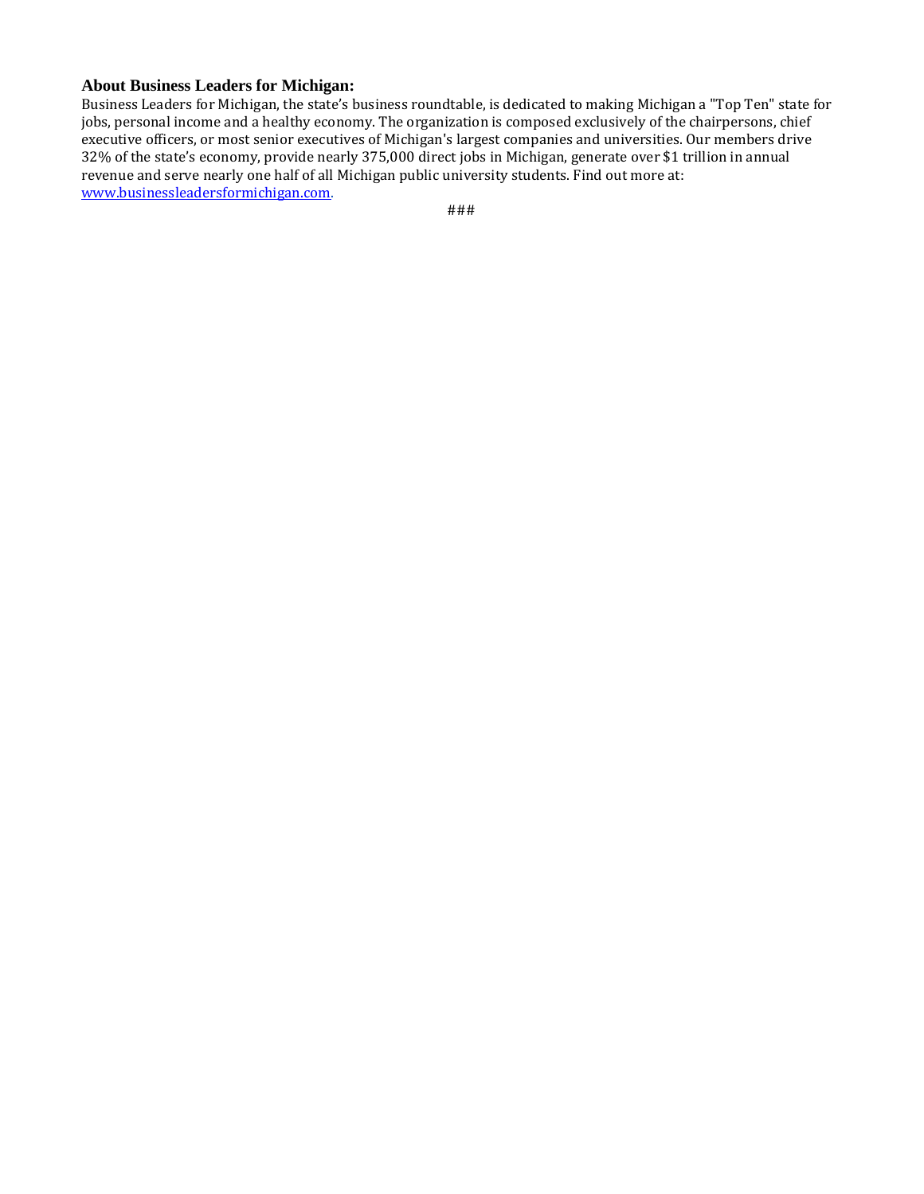**About Business Leaders for Michigan:**

Business Leaders for Michigan, the state's business roundtable, is dedicated to making Michigan a "Top Ten" state for jobs, personal income and a healthy economy. The organization is composed exclusively of the chairpersons, chief executive officers, or most senior executives of Michigan's largest companies and universities. Our members drive 32% of the state's economy, provide nearly 375,000 direct jobs in Michigan, generate over $1 trillion in annual revenue and serve nearly one half of all Michigan public university students. Find out more at: [www.businessleadersformichigan.com](http://www.businessleadersformichigan.com).

###